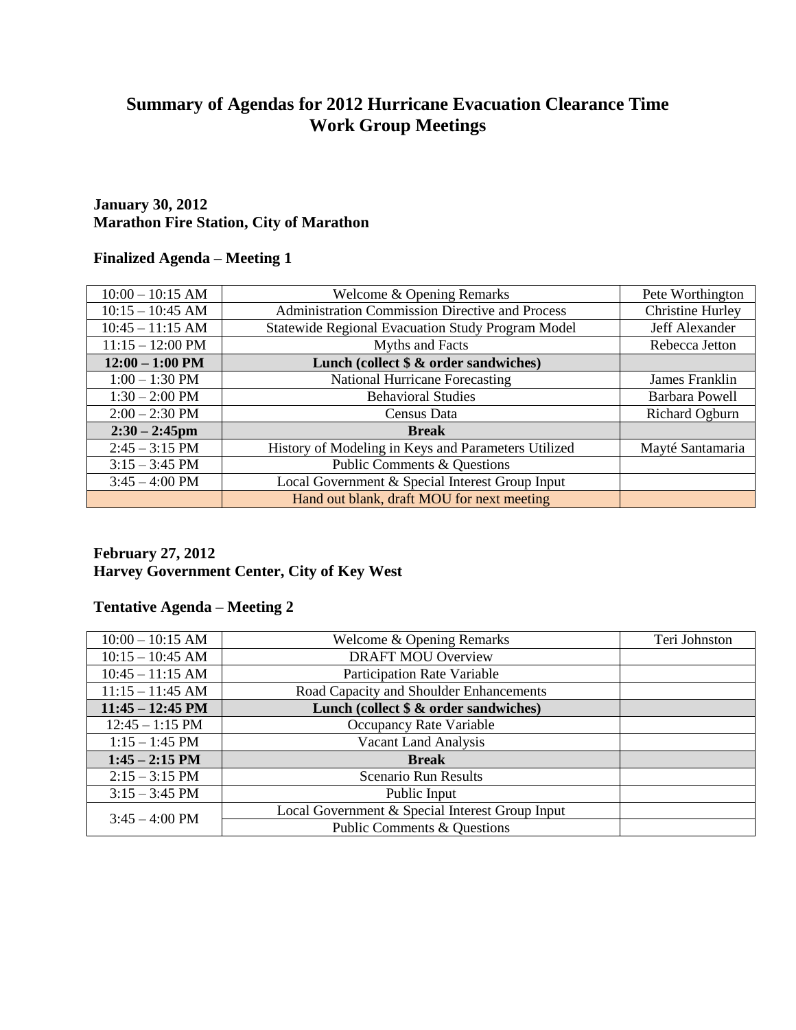# Summary of Agendas for 2012 Hurricane Evacuation Clearance Time Work Group Meetings

**January 30, 2012**
**Marathon Fire Station, City of Marathon**

### Finalized Agenda – Meeting 1

| | | |
|---|---|---|
| 10:00 – 10:15 AM | Welcome & Opening Remarks | Pete Worthington |
| 10:15 – 10:45 AM | Administration Commission Directive and Process | Christine Hurley |
| 10:45 – 11:15 AM | Statewide Regional Evacuation Study Program Model | Jeff Alexander |
| 11:15 – 12:00 PM | Myths and Facts | Rebecca Jetton |
| **12:00 – 1:00 PM** | **Lunch (collect $ & order sandwiches)** | |
| 1:00 – 1:30 PM | National Hurricane Forecasting | James Franklin |
| 1:30 – 2:00 PM | Behavioral Studies | Barbara Powell |
| 2:00 – 2:30 PM | Census Data | Richard Ogburn |
| **2:30 – 2:45pm** | **Break** | |
| 2:45 – 3:15 PM | History of Modeling in Keys and Parameters Utilized | Mayté Santamaria |
| 3:15 – 3:45 PM | Public Comments & Questions | |
| 3:45 – 4:00 PM | Local Government & Special Interest Group Input | |
| | Hand out blank, draft MOU for next meeting | |

**February 27, 2012**
**Harvey Government Center, City of Key West**

### Tentative Agenda – Meeting 2

| | | |
|---|---|---|
| 10:00 – 10:15 AM | Welcome & Opening Remarks | Teri Johnston |
| 10:15 – 10:45 AM | DRAFT MOU Overview | |
| 10:45 – 11:15 AM | Participation Rate Variable | |
| 11:15 – 11:45 AM | Road Capacity and Shoulder Enhancements | |
| **11:45 – 12:45 PM** | **Lunch (collect $ & order sandwiches)** | |
| 12:45 – 1:15 PM | Occupancy Rate Variable | |
| 1:15 – 1:45 PM | Vacant Land Analysis | |
| **1:45 – 2:15 PM** | **Break** | |
| 2:15 – 3:15 PM | Scenario Run Results | |
| 3:15 – 3:45 PM | Public Input | |
| 3:45 – 4:00 PM | Local Government & Special Interest Group Input | |
| | Public Comments & Questions | |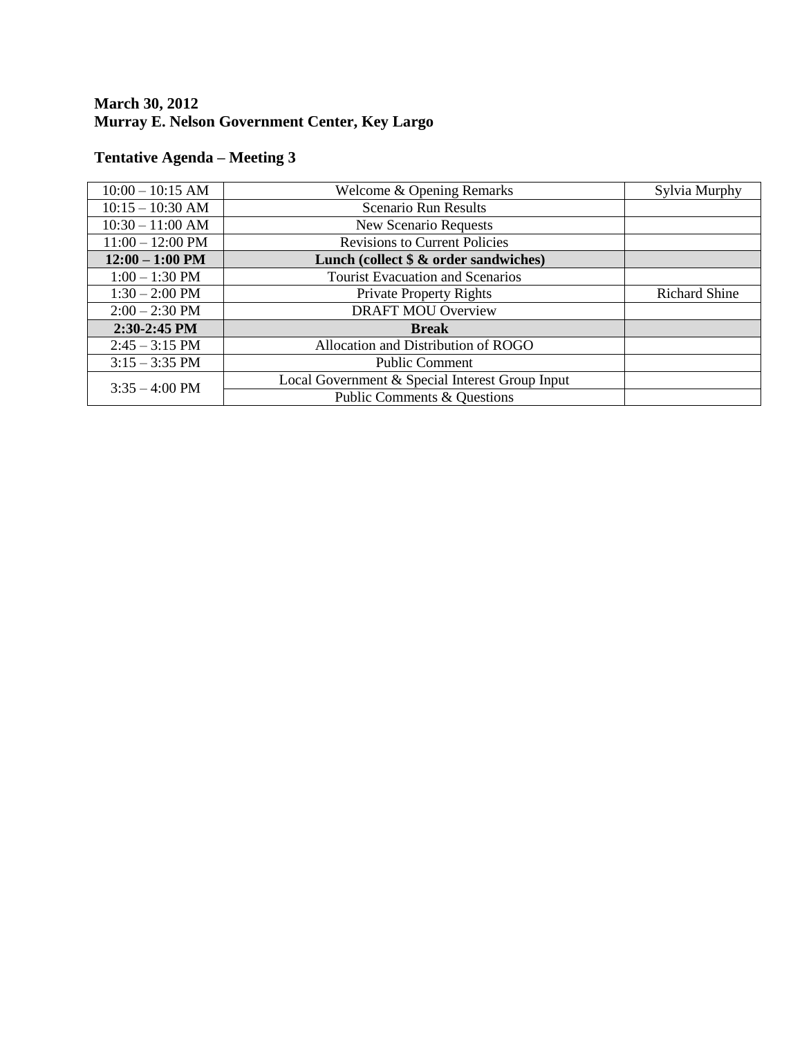**March 30, 2012**
**Murray E. Nelson Government Center, Key Largo**

**Tentative Agenda – Meeting 3**

| | | |
|---|---|---|
| 10:00 – 10:15 AM | Welcome & Opening Remarks | Sylvia Murphy |
| 10:15 – 10:30 AM | Scenario Run Results | |
| 10:30 – 11:00 AM | New Scenario Requests | |
| 11:00 – 12:00 PM | Revisions to Current Policies | |
| **12:00 – 1:00 PM** | **Lunch (collect $ & order sandwiches)** | |
| 1:00 – 1:30 PM | Tourist Evacuation and Scenarios | |
| 1:30 – 2:00 PM | Private Property Rights | Richard Shine |
| 2:00 – 2:30 PM | DRAFT MOU Overview | |
| **2:30-2:45 PM** | **Break** | |
| 2:45 – 3:15 PM | Allocation and Distribution of ROGO | |
| 3:15 – 3:35 PM | Public Comment | |
| 3:35 – 4:00 PM | Local Government & Special Interest Group Input | |
| | Public Comments & Questions | |